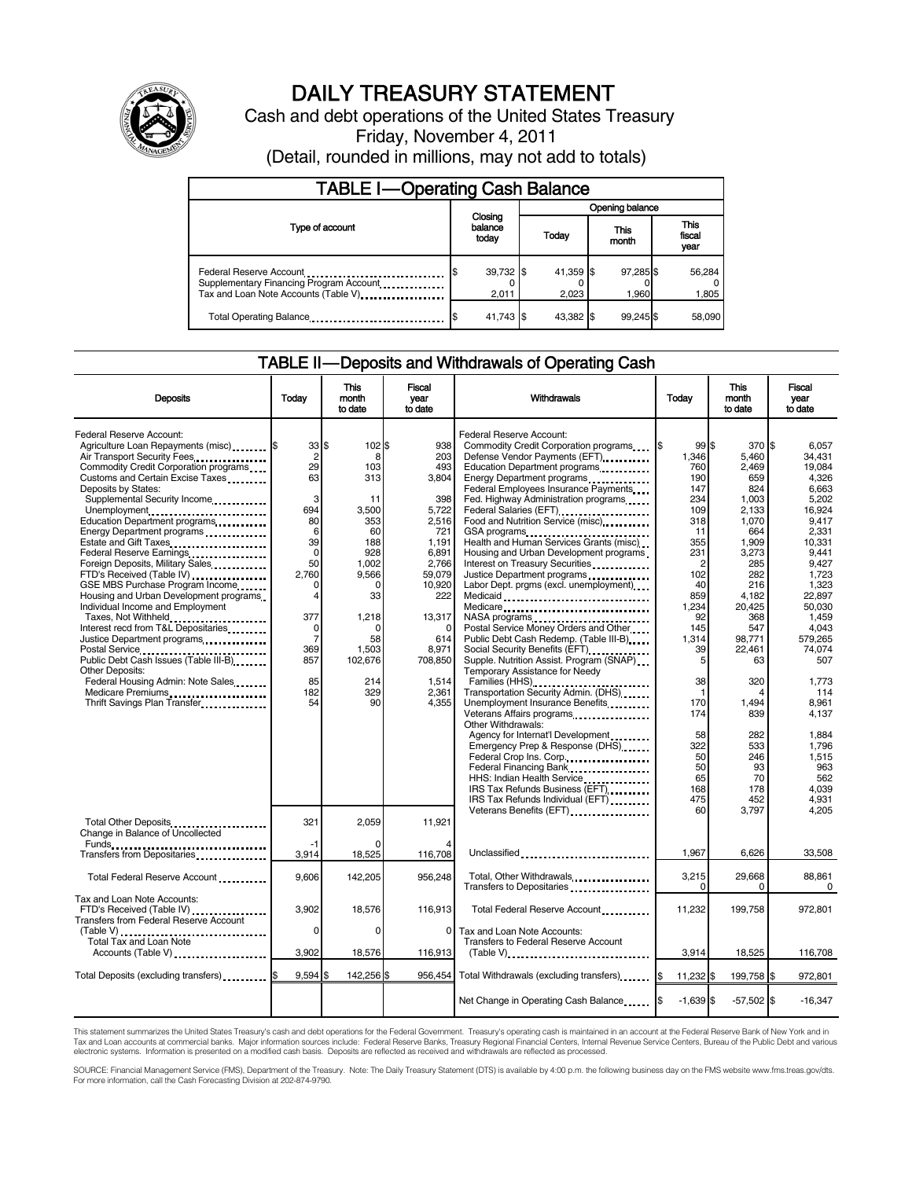# DAILY TREASURY STATEMENT

Cash and debt operations of the United States Treasury

Friday, November 4, 2011

(Detail, rounded in millions, may not add to totals)

## TABLE I—Operating Cash Balance

| Type of account | Closing balance today | Opening balance Today | Opening balance This month | Opening balance This fiscal year |
|---|---|---|---|---|
| Federal Reserve Account | $ 39,732 | $ 41,359 | $ 97,285 | $ 56,284 |
| Supplementary Financing Program Account | 0 | 0 | 0 | 0 |
| Tax and Loan Note Accounts (Table V) | 2,011 | 2,023 | 1,960 | 1,805 |
| Total Operating Balance | $ 41,743 | $ 43,382 | $ 99,245 | $ 58,090 |

## TABLE II—Deposits and Withdrawals of Operating Cash

| Deposits | Today | This month to date | Fiscal year to date |
|---|---|---|---|
| Federal Reserve Account: | | | |
| Agriculture Loan Repayments (misc) | $ 33 | $ 102 | $ 938 |
| Air Transport Security Fees | 2 | 8 | 203 |
| Commodity Credit Corporation programs | 29 | 103 | 493 |
| Customs and Certain Excise Taxes | 63 | 313 | 3,804 |
| Deposits by States: | | | |
| Supplemental Security Income | 3 | 11 | 398 |
| Unemployment | 694 | 3,500 | 5,722 |
| Education Department programs | 80 | 353 | 2,516 |
| Energy Department programs | 6 | 60 | 721 |
| Estate and Gift Taxes | 39 | 188 | 1,191 |
| Federal Reserve Earnings | 0 | 928 | 6,891 |
| Foreign Deposits, Military Sales | 50 | 1,002 | 2,766 |
| FTD's Received (Table IV) | 2,760 | 9,566 | 59,079 |
| GSE MBS Purchase Program Income | 0 | 0 | 10,920 |
| Housing and Urban Development programs | 4 | 33 | 222 |
| Individual Income and Employment Taxes, Not Withheld | 377 | 1,218 | 13,317 |
| Interest recd from T&L Depositaries | 0 | 0 | 0 |
| Justice Department programs | 7 | 58 | 614 |
| Postal Service | 369 | 1,503 | 8,971 |
| Public Debt Cash Issues (Table III-B) | 857 | 102,676 | 708,850 |
| Other Deposits: | | | |
| Federal Housing Admin: Note Sales | 85 | 214 | 1,514 |
| Medicare Premiums | 182 | 329 | 2,361 |
| Thrift Savings Plan Transfer | 54 | 90 | 4,355 |
| Total Other Deposits | 321 | 2,059 | 11,921 |
| Change in Balance of Uncollected Funds | -1 | 0 | 4 |
| Transfers from Depositaries | 3,914 | 18,525 | 116,708 |
| Total Federal Reserve Account | 9,606 | 142,205 | 956,248 |
| Tax and Loan Note Accounts: | | | |
| FTD's Received (Table IV) | 3,902 | 18,576 | 116,913 |
| Transfers from Federal Reserve Account (Table V) | 0 | 0 | 0 |
| Total Tax and Loan Note Accounts (Table V) | 3,902 | 18,576 | 116,913 |
| Total Deposits (excluding transfers) | $ 9,594 | $ 142,256 | $ 956,454 |

| Withdrawals | Today | This month to date | Fiscal year to date |
|---|---|---|---|
| Federal Reserve Account: | | | |
| Commodity Credit Corporation programs | $ 99 | $ 370 | $ 6,057 |
| Defense Vendor Payments (EFT) | 1,346 | 5,460 | 34,431 |
| Education Department programs | 760 | 2,469 | 19,084 |
| Energy Department programs | 190 | 659 | 4,326 |
| Federal Employees Insurance Payments | 147 | 824 | 6,663 |
| Fed. Highway Administration programs | 234 | 1,003 | 5,202 |
| Federal Salaries (EFT) | 109 | 2,133 | 16,924 |
| Food and Nutrition Service (misc) | 318 | 1,070 | 9,417 |
| GSA programs | 11 | 664 | 2,331 |
| Health and Human Services Grants (misc) | 355 | 1,909 | 10,331 |
| Housing and Urban Development programs | 231 | 3,273 | 9,441 |
| Interest on Treasury Securities | 2 | 285 | 9,427 |
| Justice Department programs | 102 | 282 | 1,723 |
| Labor Dept. prgms (excl. unemployment) | 40 | 216 | 1,323 |
| Medicaid | 859 | 4,182 | 22,897 |
| Medicare | 1,234 | 20,425 | 50,030 |
| NASA programs | 92 | 368 | 1,459 |
| Postal Service Money Orders and Other | 145 | 547 | 4,043 |
| Public Debt Cash Redemp. (Table III-B) | 1,314 | 98,771 | 579,265 |
| Social Security Benefits (EFT) | 39 | 22,461 | 74,074 |
| Supple. Nutrition Assist. Program (SNAP) | 5 | 63 | 507 |
| Temporary Assistance for Needy Families (HHS) | 38 | 320 | 1,773 |
| Transportation Security Admin. (DHS) | 1 | 4 | 114 |
| Unemployment Insurance Benefits | 170 | 1,494 | 8,961 |
| Veterans Affairs programs | 174 | 839 | 4,137 |
| Other Withdrawals: | | | |
| Agency for Internat'l Development | 58 | 282 | 1,884 |
| Emergency Prep & Response (DHS) | 322 | 533 | 1,796 |
| Federal Crop Ins. Corp. | 50 | 246 | 1,515 |
| Federal Financing Bank | 50 | 93 | 963 |
| HHS: Indian Health Service | 65 | 70 | 562 |
| IRS Tax Refunds Business (EFT) | 168 | 178 | 4,039 |
| IRS Tax Refunds Individual (EFT) | 475 | 452 | 4,931 |
| Veterans Benefits (EFT) | 60 | 3,797 | 4,205 |
| Unclassified | 1,967 | 6,626 | 33,508 |
| Total, Other Withdrawals | 3,215 | 29,668 | 88,861 |
| Transfers to Depositaries | 0 | 0 | 0 |
| Total Federal Reserve Account | 11,232 | 199,758 | 972,801 |
| Tax and Loan Note Accounts: | | | |
| Transfers to Federal Reserve Account (Table V) | 3,914 | 18,525 | 116,708 |
| Total Withdrawals (excluding transfers) | $ 11,232 | $ 199,758 | $ 972,801 |
| Net Change in Operating Cash Balance | $ -1,639 | $ -57,502 | $ -16,347 |

This statement summarizes the United States Treasury's cash and debt operations for the Federal Government. Treasury's operating cash is maintained in an account at the Federal Reserve Bank of New York and in Tax and Loan accounts at commercial banks. Major information sources include: Federal Reserve Banks, Treasury Regional Financial Centers, Internal Revenue Service Centers, Bureau of the Public Debt and various electronic systems. Information is presented on a modified cash basis. Deposits are reflected as received and withdrawals are reflected as processed.

SOURCE: Financial Management Service (FMS), Department of the Treasury. Note: The Daily Treasury Statement (DTS) is available by 4:00 p.m. the following business day on the FMS website www.fms.treas.gov/dts. For more information, call the Cash Forecasting Division at 202-874-9790.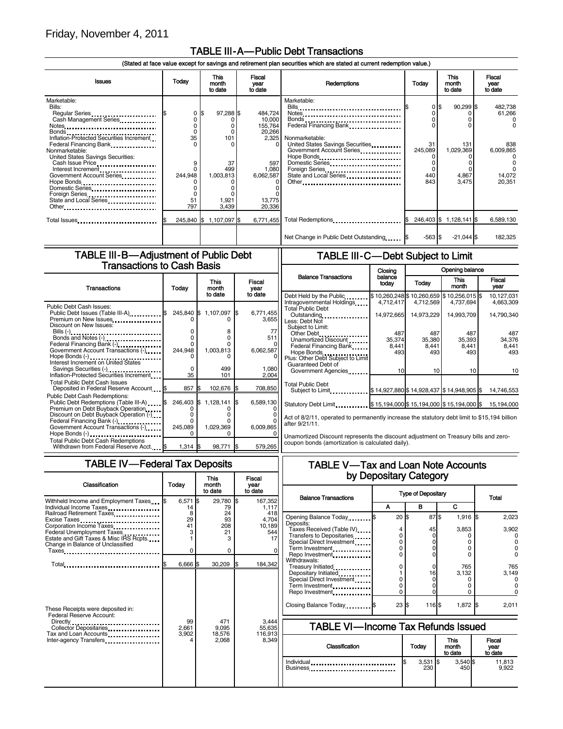Friday, November 4, 2011

## TABLE III-A—Public Debt Transactions

(Stated at face value except for savings and retirement plan securities which are stated at current redemption value.)

| Issues | Today | This month to date | Fiscal year to date |
|---|---|---|---|
| Marketable: | | | |
| Bills: | | | |
| Regular Series | $ 0 | $ 97,288 | $ 484,724 |
| Cash Management Series | 0 | 0 | 10,000 |
| Notes | 0 | 0 | 155,764 |
| Bonds | 0 | 0 | 20,266 |
| Inflation-Protected Securities Increment | 35 | 101 | 2,325 |
| Federal Financing Bank | 0 | 0 | 0 |
| Nonmarketable: | | | |
| United States Savings Securities: | | | |
| Cash Issue Price | 9 | 37 | 597 |
| Interest Increment | 0 | 499 | 1,080 |
| Government Account Series | 244,948 | 1,003,813 | 6,062,587 |
| Hope Bonds | 0 | 0 | 0 |
| Domestic Series | 0 | 0 | 0 |
| Foreign Series | 0 | 0 | 0 |
| State and Local Series | 51 | 1,921 | 13,775 |
| Other | 797 | 3,439 | 20,336 |
| Total Issues | $ 245,840 | $ 1,107,097 | $ 6,771,455 |

| Redemptions | Today | This month to date | Fiscal year to date |
|---|---|---|---|
| Marketable: | | | |
| Bills | $ 0 | $ 90,299 | $ 482,738 |
| Notes | 0 | 0 | 61,266 |
| Bonds | 0 | 0 | 0 |
| Federal Financing Bank | 0 | 0 | 0 |
| Nonmarketable: | | | |
| United States Savings Securities | 31 | 131 | 838 |
| Government Account Series | 245,089 | 1,029,369 | 6,009,865 |
| Hope Bonds | 0 | 0 | 0 |
| Domestic Series | 0 | 0 | 0 |
| Foreign Series | 0 | 0 | 0 |
| State and Local Series | 440 | 4,867 | 14,072 |
| Other | 843 | 3,475 | 20,351 |
| Total Redemptions | $ 246,403 | $ 1,128,141 | $ 6,589,130 |
| Net Change in Public Debt Outstanding | $ -563 | $ -21,044 | $ 182,325 |

## TABLE III-B—Adjustment of Public Debt Transactions to Cash Basis

| Transactions | Today | This month to date | Fiscal year to date |
|---|---|---|---|
| Public Debt Cash Issues: | | | |
| Public Debt Issues (Table III-A) | $ 245,840 | $ 1,107,097 | $ 6,771,455 |
| Premium on New Issues | 0 | 0 | 3,655 |
| Discount on New Issues: | | | |
| Bills (-) | 0 | 8 | 77 |
| Bonds and Notes (-) | 0 | 0 | 511 |
| Federal Financing Bank (-) | 0 | 0 | 0 |
| Government Account Transactions (-) | 244,948 | 1,003,813 | 6,062,587 |
| Hope Bonds (-) | 0 | 0 | 0 |
| Interest Increment on United States Savings Securities (-) | 0 | 499 | 1,080 |
| Inflation-Protected Securities Increment | 35 | 101 | 2,004 |
| Total Public Debt Cash Issues Deposited in Federal Reserve Account | $ 857 | $ 102,676 | $ 708,850 |
| Public Debt Cash Redemptions: | | | |
| Public Debt Redemptions (Table III-A) | $ 246,403 | $ 1,128,141 | $ 6,589,130 |
| Premium on Debt Buyback Operation | 0 | 0 | 0 |
| Discount on Debt Buyback Operation (-) | 0 | 0 | 0 |
| Federal Financing Bank (-) | 0 | 0 | 0 |
| Government Account Transactions (-) | 245,089 | 1,029,369 | 6,009,865 |
| Hope Bonds (-) | 0 | 0 | 0 |
| Total Public Debt Cash Redemptions Withdrawn from Federal Reserve Acct. | $ 1,314 | $ 98,771 | $ 579,265 |

## TABLE III-C—Debt Subject to Limit

| Balance Transactions | Closing balance today | Opening balance Today | Opening balance This month | Opening balance Fiscal year |
|---|---|---|---|---|
| Debt Held by the Public | $ 10,260,248 | $ 10,260,659 | $ 10,256,015 | $ 10,127,031 |
| Intragovernmental Holdings | 4,712,417 | 4,712,569 | 4,737,694 | 4,663,309 |
| Total Public Debt Outstanding | 14,972,665 | 14,973,229 | 14,993,709 | 14,790,340 |
| Less: Debt Not Subject to Limit: | | | | |
| Other Debt | 487 | 487 | 487 | 487 |
| Unamortized Discount | 35,374 | 35,380 | 35,393 | 34,376 |
| Federal Financing Bank | 8,441 | 8,441 | 8,441 | 8,441 |
| Hope Bonds | 493 | 493 | 493 | 493 |
| Plus: Other Debt Subject to Limit | | | | |
| Guaranteed Debt of Government Agencies | 10 | 10 | 10 | 10 |
| Total Public Debt Subject to Limit | $ 14,927,880 | $ 14,928,437 | $ 14,948,905 | $ 14,746,553 |
| Statutory Debt Limit | $ 15,194,000 | $ 15,194,000 | $ 15,194,000 | $ 15,194,000 |

Act of 8/2/11, operated to permanently increase the statutory debt limit to $15,194 billion after 9/21/11.

Unamortized Discount represents the discount adjustment on Treasury bills and zero-coupon bonds (amortization is calculated daily).

## TABLE IV—Federal Tax Deposits

| Classification | Today | This month to date | Fiscal year to date |
|---|---|---|---|
| Withheld Income and Employment Taxes | $ 6,571 | $ 29,780 | $ 167,352 |
| Individual Income Taxes | 14 | 79 | 1,117 |
| Railroad Retirement Taxes | 8 | 24 | 418 |
| Excise Taxes | 29 | 93 | 4,704 |
| Corporation Income Taxes | 41 | 208 | 10,189 |
| Federal Unemployment Taxes | 3 | 21 | 544 |
| Estate and Gift Taxes & Misc IRS Rcpts. | 1 | 3 | 17 |
| Change in Balance of Unclassified Taxes | 0 | 0 | 0 |
| Total | $ 6,666 | $ 30,209 | $ 184,342 |
| These Receipts were deposited in: | | | |
| Federal Reserve Account: | | | |
| Directly | 99 | 471 | 3,444 |
| Collector Depositaries | 2,661 | 9,095 | 55,635 |
| Tax and Loan Accounts | 3,902 | 18,576 | 116,913 |
| Inter-agency Transfers | 4 | 2,068 | 8,349 |

## TABLE V—Tax and Loan Note Accounts by Depositary Category

| Balance Transactions | Type of Depositary A | B | C | Total |
|---|---|---|---|---|
| Opening Balance Today | $ 20 | $ 87 | $ 1,916 | $ 2,023 |
| Deposits: | | | | |
| Taxes Received (Table IV) | 4 | 45 | 3,853 | 3,902 |
| Transfers to Depositaries | 0 | 0 | 0 | 0 |
| Special Direct Investment | 0 | 0 | 0 | 0 |
| Term Investment | 0 | 0 | 0 | 0 |
| Repo Investment | 0 | 0 | 0 | 0 |
| Withdrawals: | | | | |
| Treasury Initiated | 0 | 0 | 765 | 765 |
| Depositary Initiated | 1 | 16 | 3,132 | 3,149 |
| Special Direct Investment | 0 | 0 | 0 | 0 |
| Term Investment | 0 | 0 | 0 | 0 |
| Repo Investment | 0 | 0 | 0 | 0 |
| Closing Balance Today | $ 23 | $ 116 | $ 1,872 | $ 2,011 |

## TABLE VI—Income Tax Refunds Issued

| Classification | Today | This month to date | Fiscal year to date |
|---|---|---|---|
| Individual | $ 3,531 | $ 3,540 | $ 11,813 |
| Business | 230 | 450 | 9,922 |